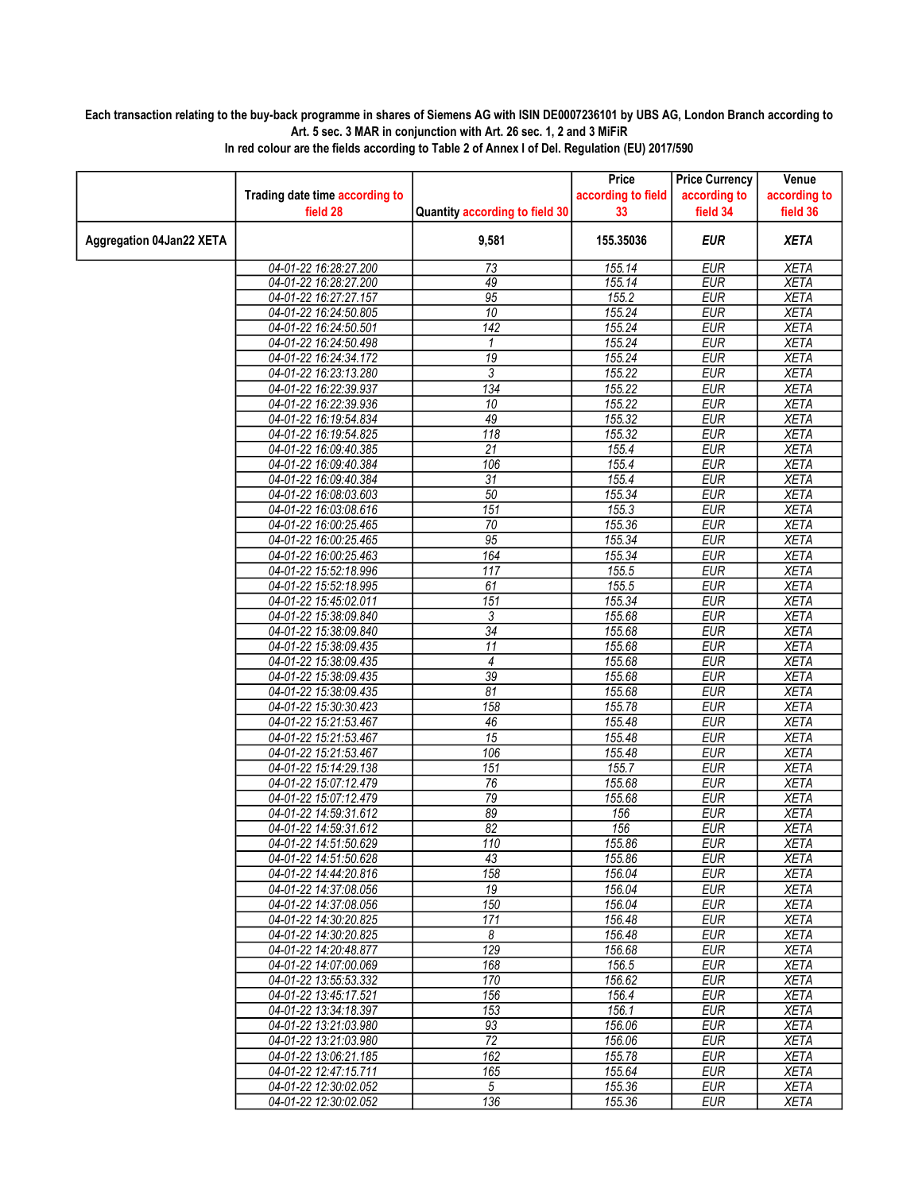**Each transaction relating to the buy-back programme in shares of Siemens AG with ISIN DE0007236101 by UBS AG, London Branch according to Art. 5 sec. 3 MAR in conjunction with Art. 26 sec. 1, 2 and 3 MiFiR**

**In red colour are the fields according to Table 2 of Annex I of Del. Regulation (EU) 2017/590**

| | Trading date time according to field 28 | Quantity according to field 30 | Price according to field 33 | Price Currency according to field 34 | Venue according to field 36 |
|---|---|---|---|---|---|
| **Aggregation 04Jan22 XETA** | | **9,581** | **155.35036** | ***EUR*** | ***XETA*** |
| | *04-01-22 16:28:27.200* | *73* | *155.14* | *EUR* | *XETA* |
| | *04-01-22 16:28:27.200* | *49* | *155.14* | *EUR* | *XETA* |
| | *04-01-22 16:27:27.157* | *95* | *155.2* | *EUR* | *XETA* |
| | *04-01-22 16:24:50.805* | *10* | *155.24* | *EUR* | *XETA* |
| | *04-01-22 16:24:50.501* | *142* | *155.24* | *EUR* | *XETA* |
| | *04-01-22 16:24:50.498* | *1* | *155.24* | *EUR* | *XETA* |
| | *04-01-22 16:24:34.172* | *19* | *155.24* | *EUR* | *XETA* |
| | *04-01-22 16:23:13.280* | *3* | *155.22* | *EUR* | *XETA* |
| | *04-01-22 16:22:39.937* | *134* | *155.22* | *EUR* | *XETA* |
| | *04-01-22 16:22:39.936* | *10* | *155.22* | *EUR* | *XETA* |
| | *04-01-22 16:19:54.834* | *49* | *155.32* | *EUR* | *XETA* |
| | *04-01-22 16:19:54.825* | *118* | *155.32* | *EUR* | *XETA* |
| | *04-01-22 16:09:40.385* | *21* | *155.4* | *EUR* | *XETA* |
| | *04-01-22 16:09:40.384* | *106* | *155.4* | *EUR* | *XETA* |
| | *04-01-22 16:09:40.384* | *31* | *155.4* | *EUR* | *XETA* |
| | *04-01-22 16:08:03.603* | *50* | *155.34* | *EUR* | *XETA* |
| | *04-01-22 16:03:08.616* | *151* | *155.3* | *EUR* | *XETA* |
| | *04-01-22 16:00:25.465* | *70* | *155.36* | *EUR* | *XETA* |
| | *04-01-22 16:00:25.465* | *95* | *155.34* | *EUR* | *XETA* |
| | *04-01-22 16:00:25.463* | *164* | *155.34* | *EUR* | *XETA* |
| | *04-01-22 15:52:18.996* | *117* | *155.5* | *EUR* | *XETA* |
| | *04-01-22 15:52:18.995* | *61* | *155.5* | *EUR* | *XETA* |
| | *04-01-22 15:45:02.011* | *151* | *155.34* | *EUR* | *XETA* |
| | *04-01-22 15:38:09.840* | *3* | *155.68* | *EUR* | *XETA* |
| | *04-01-22 15:38:09.840* | *34* | *155.68* | *EUR* | *XETA* |
| | *04-01-22 15:38:09.435* | *11* | *155.68* | *EUR* | *XETA* |
| | *04-01-22 15:38:09.435* | *4* | *155.68* | *EUR* | *XETA* |
| | *04-01-22 15:38:09.435* | *39* | *155.68* | *EUR* | *XETA* |
| | *04-01-22 15:38:09.435* | *81* | *155.68* | *EUR* | *XETA* |
| | *04-01-22 15:30:30.423* | *158* | *155.78* | *EUR* | *XETA* |
| | *04-01-22 15:21:53.467* | *46* | *155.48* | *EUR* | *XETA* |
| | *04-01-22 15:21:53.467* | *15* | *155.48* | *EUR* | *XETA* |
| | *04-01-22 15:21:53.467* | *106* | *155.48* | *EUR* | *XETA* |
| | *04-01-22 15:14:29.138* | *151* | *155.7* | *EUR* | *XETA* |
| | *04-01-22 15:07:12.479* | *76* | *155.68* | *EUR* | *XETA* |
| | *04-01-22 15:07:12.479* | *79* | *155.68* | *EUR* | *XETA* |
| | *04-01-22 14:59:31.612* | *89* | *156* | *EUR* | *XETA* |
| | *04-01-22 14:59:31.612* | *82* | *156* | *EUR* | *XETA* |
| | *04-01-22 14:51:50.629* | *110* | *155.86* | *EUR* | *XETA* |
| | *04-01-22 14:51:50.628* | *43* | *155.86* | *EUR* | *XETA* |
| | *04-01-22 14:44:20.816* | *158* | *156.04* | *EUR* | *XETA* |
| | *04-01-22 14:37:08.056* | *19* | *156.04* | *EUR* | *XETA* |
| | *04-01-22 14:37:08.056* | *150* | *156.04* | *EUR* | *XETA* |
| | *04-01-22 14:30:20.825* | *171* | *156.48* | *EUR* | *XETA* |
| | *04-01-22 14:30:20.825* | *8* | *156.48* | *EUR* | *XETA* |
| | *04-01-22 14:20:48.877* | *129* | *156.68* | *EUR* | *XETA* |
| | *04-01-22 14:07:00.069* | *168* | *156.5* | *EUR* | *XETA* |
| | *04-01-22 13:55:53.332* | *170* | *156.62* | *EUR* | *XETA* |
| | *04-01-22 13:45:17.521* | *156* | *156.4* | *EUR* | *XETA* |
| | *04-01-22 13:34:18.397* | *153* | *156.1* | *EUR* | *XETA* |
| | *04-01-22 13:21:03.980* | *93* | *156.06* | *EUR* | *XETA* |
| | *04-01-22 13:21:03.980* | *72* | *156.06* | *EUR* | *XETA* |
| | *04-01-22 13:06:21.185* | *162* | *155.78* | *EUR* | *XETA* |
| | *04-01-22 12:47:15.711* | *165* | *155.64* | *EUR* | *XETA* |
| | *04-01-22 12:30:02.052* | *5* | *155.36* | *EUR* | *XETA* |
| | *04-01-22 12:30:02.052* | *136* | *155.36* | *EUR* | *XETA* |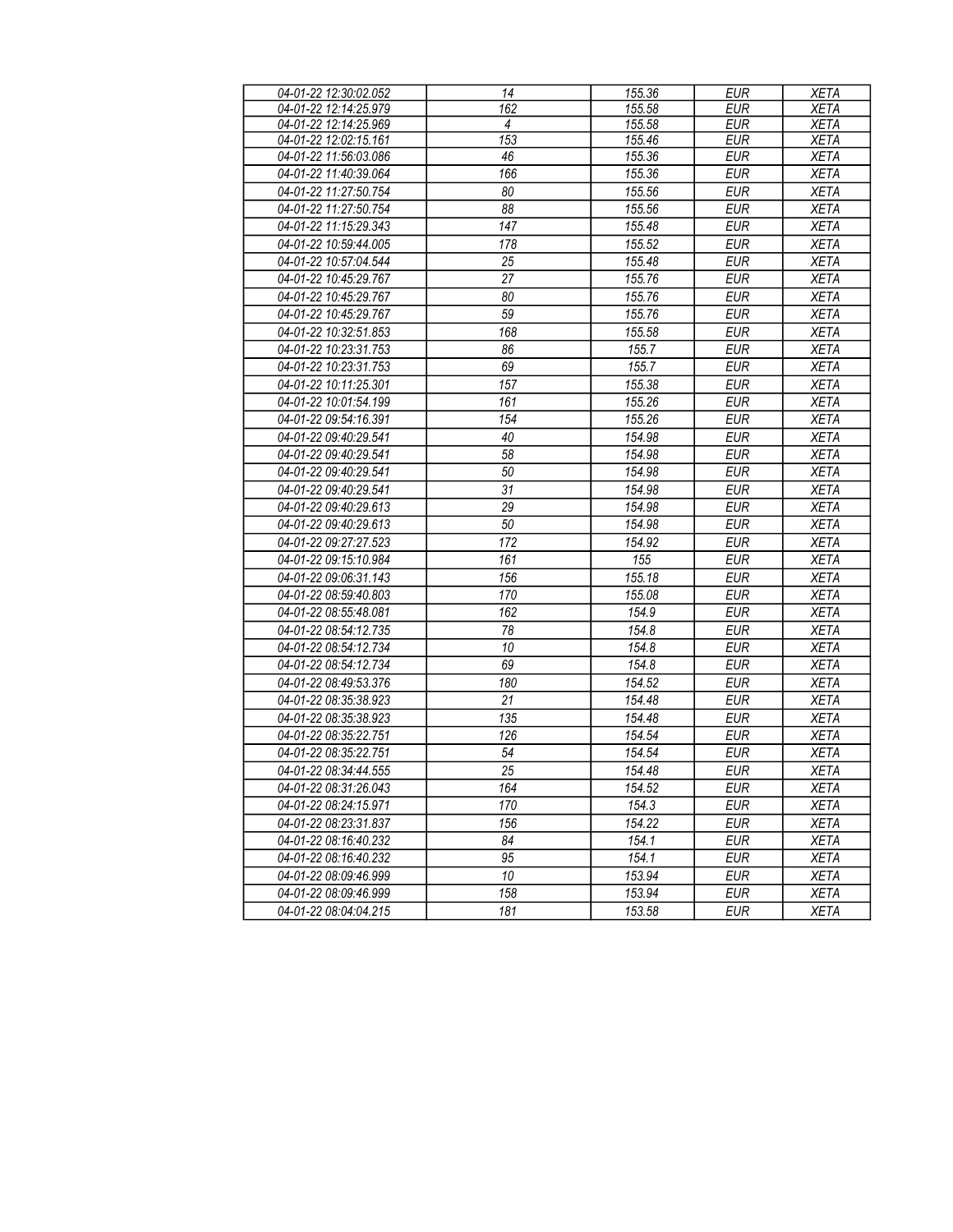| 04-01-22 12:30:02.052 | 14 | 155.36 | EUR | XETA |
|---|---|---|---|---|
| 04-01-22 12:14:25.979 | 162 | 155.58 | EUR | XETA |
| 04-01-22 12:14:25.969 | 4 | 155.58 | EUR | XETA |
| 04-01-22 12:02:15.161 | 153 | 155.46 | EUR | XETA |
| 04-01-22 11:56:03.086 | 46 | 155.36 | EUR | XETA |
| 04-01-22 11:40:39.064 | 166 | 155.36 | EUR | XETA |
| 04-01-22 11:27:50.754 | 80 | 155.56 | EUR | XETA |
| 04-01-22 11:27:50.754 | 88 | 155.56 | EUR | XETA |
| 04-01-22 11:15:29.343 | 147 | 155.48 | EUR | XETA |
| 04-01-22 10:59:44.005 | 178 | 155.52 | EUR | XETA |
| 04-01-22 10:57:04.544 | 25 | 155.48 | EUR | XETA |
| 04-01-22 10:45:29.767 | 27 | 155.76 | EUR | XETA |
| 04-01-22 10:45:29.767 | 80 | 155.76 | EUR | XETA |
| 04-01-22 10:45:29.767 | 59 | 155.76 | EUR | XETA |
| 04-01-22 10:32:51.853 | 168 | 155.58 | EUR | XETA |
| 04-01-22 10:23:31.753 | 86 | 155.7 | EUR | XETA |
| 04-01-22 10:23:31.753 | 69 | 155.7 | EUR | XETA |
| 04-01-22 10:11:25.301 | 157 | 155.38 | EUR | XETA |
| 04-01-22 10:01:54.199 | 161 | 155.26 | EUR | XETA |
| 04-01-22 09:54:16.391 | 154 | 155.26 | EUR | XETA |
| 04-01-22 09:40:29.541 | 40 | 154.98 | EUR | XETA |
| 04-01-22 09:40:29.541 | 58 | 154.98 | EUR | XETA |
| 04-01-22 09:40:29.541 | 50 | 154.98 | EUR | XETA |
| 04-01-22 09:40:29.541 | 31 | 154.98 | EUR | XETA |
| 04-01-22 09:40:29.613 | 29 | 154.98 | EUR | XETA |
| 04-01-22 09:40:29.613 | 50 | 154.98 | EUR | XETA |
| 04-01-22 09:27:27.523 | 172 | 154.92 | EUR | XETA |
| 04-01-22 09:15:10.984 | 161 | 155 | EUR | XETA |
| 04-01-22 09:06:31.143 | 156 | 155.18 | EUR | XETA |
| 04-01-22 08:59:40.803 | 170 | 155.08 | EUR | XETA |
| 04-01-22 08:55:48.081 | 162 | 154.9 | EUR | XETA |
| 04-01-22 08:54:12.735 | 78 | 154.8 | EUR | XETA |
| 04-01-22 08:54:12.734 | 10 | 154.8 | EUR | XETA |
| 04-01-22 08:54:12.734 | 69 | 154.8 | EUR | XETA |
| 04-01-22 08:49:53.376 | 180 | 154.52 | EUR | XETA |
| 04-01-22 08:35:38.923 | 21 | 154.48 | EUR | XETA |
| 04-01-22 08:35:38.923 | 135 | 154.48 | EUR | XETA |
| 04-01-22 08:35:22.751 | 126 | 154.54 | EUR | XETA |
| 04-01-22 08:35:22.751 | 54 | 154.54 | EUR | XETA |
| 04-01-22 08:34:44.555 | 25 | 154.48 | EUR | XETA |
| 04-01-22 08:31:26.043 | 164 | 154.52 | EUR | XETA |
| 04-01-22 08:24:15.971 | 170 | 154.3 | EUR | XETA |
| 04-01-22 08:23:31.837 | 156 | 154.22 | EUR | XETA |
| 04-01-22 08:16:40.232 | 84 | 154.1 | EUR | XETA |
| 04-01-22 08:16:40.232 | 95 | 154.1 | EUR | XETA |
| 04-01-22 08:09:46.999 | 10 | 153.94 | EUR | XETA |
| 04-01-22 08:09:46.999 | 158 | 153.94 | EUR | XETA |
| 04-01-22 08:04:04.215 | 181 | 153.58 | EUR | XETA |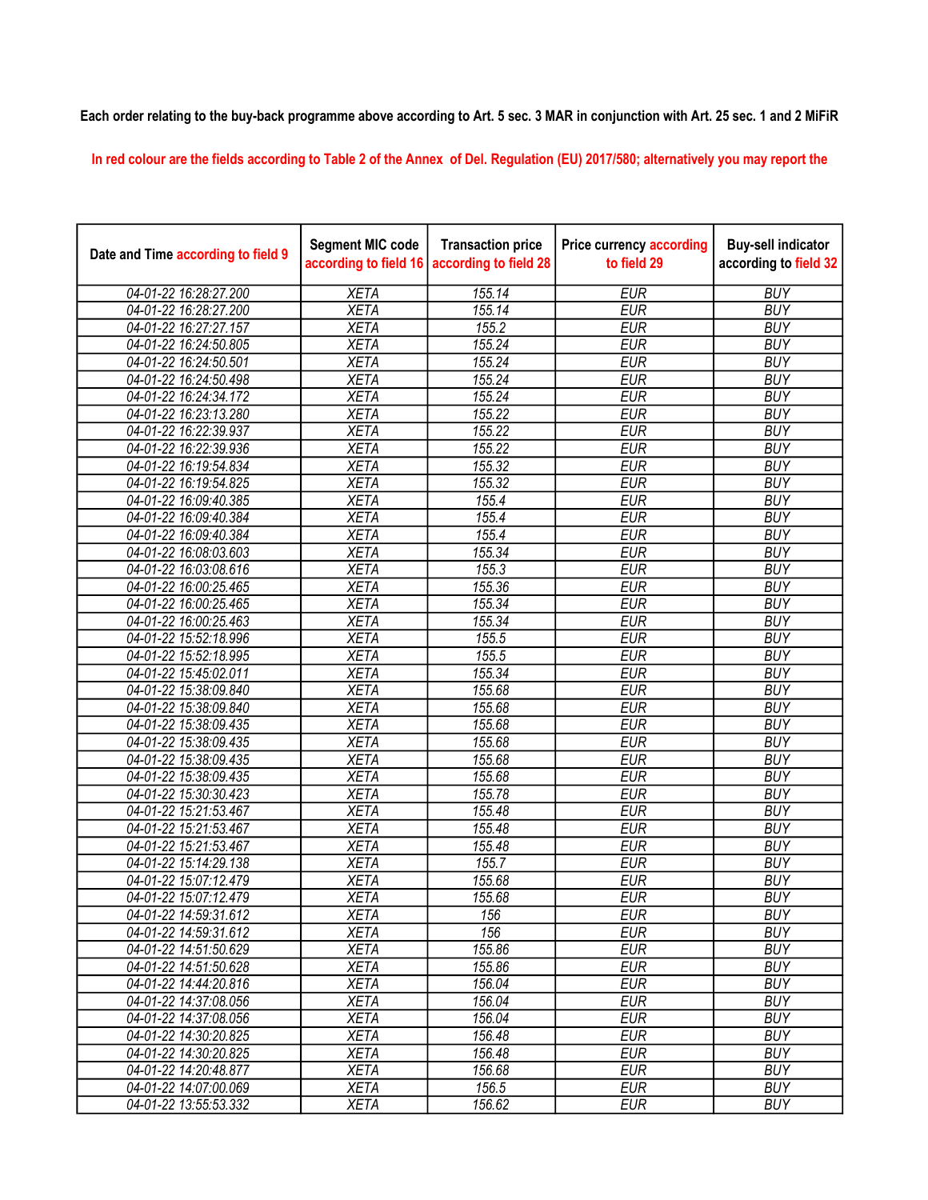Each order relating to the buy-back programme above according to Art. 5 sec. 3 MAR in conjunction with Art. 25 sec. 1 and 2 MiFiR

In red colour are the fields according to Table 2 of the Annex of Del. Regulation (EU) 2017/580; alternatively you may report the

| Date and Time according to field 9 | Segment MIC code according to field 16 | Transaction price according to field 28 | Price currency according to field 29 | Buy-sell indicator according to field 32 |
|---|---|---|---|---|
| 04-01-22 16:28:27.200 | XETA | 155.14 | EUR | BUY |
| 04-01-22 16:28:27.200 | XETA | 155.14 | EUR | BUY |
| 04-01-22 16:27:27.157 | XETA | 155.2 | EUR | BUY |
| 04-01-22 16:24:50.805 | XETA | 155.24 | EUR | BUY |
| 04-01-22 16:24:50.501 | XETA | 155.24 | EUR | BUY |
| 04-01-22 16:24:50.498 | XETA | 155.24 | EUR | BUY |
| 04-01-22 16:24:34.172 | XETA | 155.24 | EUR | BUY |
| 04-01-22 16:23:13.280 | XETA | 155.22 | EUR | BUY |
| 04-01-22 16:22:39.937 | XETA | 155.22 | EUR | BUY |
| 04-01-22 16:22:39.936 | XETA | 155.22 | EUR | BUY |
| 04-01-22 16:19:54.834 | XETA | 155.32 | EUR | BUY |
| 04-01-22 16:19:54.825 | XETA | 155.32 | EUR | BUY |
| 04-01-22 16:09:40.385 | XETA | 155.4 | EUR | BUY |
| 04-01-22 16:09:40.384 | XETA | 155.4 | EUR | BUY |
| 04-01-22 16:09:40.384 | XETA | 155.4 | EUR | BUY |
| 04-01-22 16:08:03.603 | XETA | 155.34 | EUR | BUY |
| 04-01-22 16:03:08.616 | XETA | 155.3 | EUR | BUY |
| 04-01-22 16:00:25.465 | XETA | 155.36 | EUR | BUY |
| 04-01-22 16:00:25.465 | XETA | 155.34 | EUR | BUY |
| 04-01-22 16:00:25.463 | XETA | 155.34 | EUR | BUY |
| 04-01-22 15:52:18.996 | XETA | 155.5 | EUR | BUY |
| 04-01-22 15:52:18.995 | XETA | 155.5 | EUR | BUY |
| 04-01-22 15:45:02.011 | XETA | 155.34 | EUR | BUY |
| 04-01-22 15:38:09.840 | XETA | 155.68 | EUR | BUY |
| 04-01-22 15:38:09.840 | XETA | 155.68 | EUR | BUY |
| 04-01-22 15:38:09.435 | XETA | 155.68 | EUR | BUY |
| 04-01-22 15:38:09.435 | XETA | 155.68 | EUR | BUY |
| 04-01-22 15:38:09.435 | XETA | 155.68 | EUR | BUY |
| 04-01-22 15:38:09.435 | XETA | 155.68 | EUR | BUY |
| 04-01-22 15:30:30.423 | XETA | 155.78 | EUR | BUY |
| 04-01-22 15:21:53.467 | XETA | 155.48 | EUR | BUY |
| 04-01-22 15:21:53.467 | XETA | 155.48 | EUR | BUY |
| 04-01-22 15:21:53.467 | XETA | 155.48 | EUR | BUY |
| 04-01-22 15:14:29.138 | XETA | 155.7 | EUR | BUY |
| 04-01-22 15:07:12.479 | XETA | 155.68 | EUR | BUY |
| 04-01-22 15:07:12.479 | XETA | 155.68 | EUR | BUY |
| 04-01-22 14:59:31.612 | XETA | 156 | EUR | BUY |
| 04-01-22 14:59:31.612 | XETA | 156 | EUR | BUY |
| 04-01-22 14:51:50.629 | XETA | 155.86 | EUR | BUY |
| 04-01-22 14:51:50.628 | XETA | 155.86 | EUR | BUY |
| 04-01-22 14:44:20.816 | XETA | 156.04 | EUR | BUY |
| 04-01-22 14:37:08.056 | XETA | 156.04 | EUR | BUY |
| 04-01-22 14:37:08.056 | XETA | 156.04 | EUR | BUY |
| 04-01-22 14:30:20.825 | XETA | 156.48 | EUR | BUY |
| 04-01-22 14:30:20.825 | XETA | 156.48 | EUR | BUY |
| 04-01-22 14:20:48.877 | XETA | 156.68 | EUR | BUY |
| 04-01-22 14:07:00.069 | XETA | 156.5 | EUR | BUY |
| 04-01-22 13:55:53.332 | XETA | 156.62 | EUR | BUY |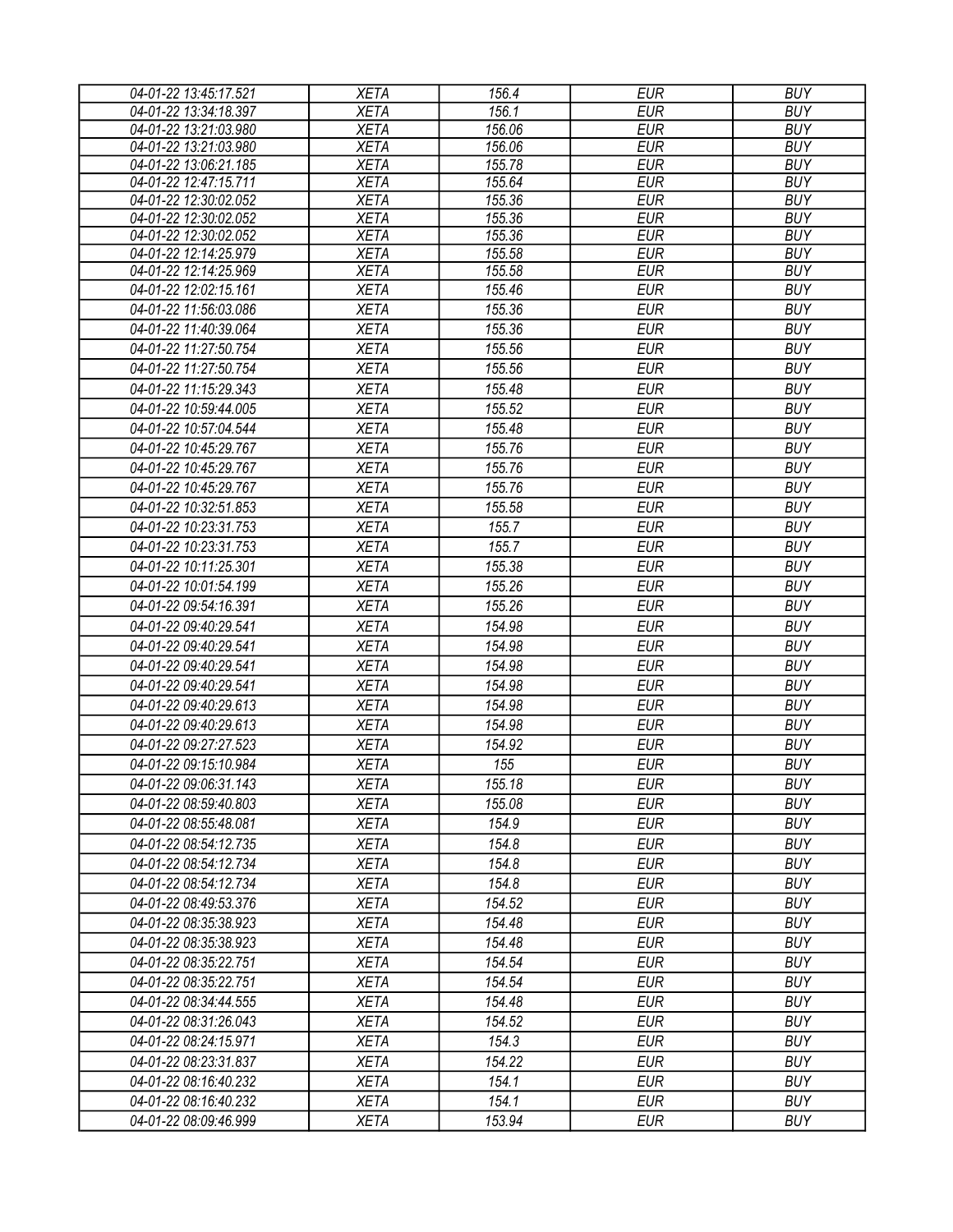| 04-01-22 13:45:17.521 | XETA | 156.4 | EUR | BUY |
|---|---|---|---|---|
| 04-01-22 13:34:18.397 | XETA | 156.1 | EUR | BUY |
| 04-01-22 13:21:03.980 | XETA | 156.06 | EUR | BUY |
| 04-01-22 13:21:03.980 | XETA | 156.06 | EUR | BUY |
| 04-01-22 13:06:21.185 | XETA | 155.78 | EUR | BUY |
| 04-01-22 12:47:15.711 | XETA | 155.64 | EUR | BUY |
| 04-01-22 12:30:02.052 | XETA | 155.36 | EUR | BUY |
| 04-01-22 12:30:02.052 | XETA | 155.36 | EUR | BUY |
| 04-01-22 12:30:02.052 | XETA | 155.36 | EUR | BUY |
| 04-01-22 12:14:25.979 | XETA | 155.58 | EUR | BUY |
| 04-01-22 12:14:25.969 | XETA | 155.58 | EUR | BUY |
| 04-01-22 12:02:15.161 | XETA | 155.46 | EUR | BUY |
| 04-01-22 11:56:03.086 | XETA | 155.36 | EUR | BUY |
| 04-01-22 11:40:39.064 | XETA | 155.36 | EUR | BUY |
| 04-01-22 11:27:50.754 | XETA | 155.56 | EUR | BUY |
| 04-01-22 11:27:50.754 | XETA | 155.56 | EUR | BUY |
| 04-01-22 11:15:29.343 | XETA | 155.48 | EUR | BUY |
| 04-01-22 10:59:44.005 | XETA | 155.52 | EUR | BUY |
| 04-01-22 10:57:04.544 | XETA | 155.48 | EUR | BUY |
| 04-01-22 10:45:29.767 | XETA | 155.76 | EUR | BUY |
| 04-01-22 10:45:29.767 | XETA | 155.76 | EUR | BUY |
| 04-01-22 10:45:29.767 | XETA | 155.76 | EUR | BUY |
| 04-01-22 10:32:51.853 | XETA | 155.58 | EUR | BUY |
| 04-01-22 10:23:31.753 | XETA | 155.7 | EUR | BUY |
| 04-01-22 10:23:31.753 | XETA | 155.7 | EUR | BUY |
| 04-01-22 10:11:25.301 | XETA | 155.38 | EUR | BUY |
| 04-01-22 10:01:54.199 | XETA | 155.26 | EUR | BUY |
| 04-01-22 09:54:16.391 | XETA | 155.26 | EUR | BUY |
| 04-01-22 09:40:29.541 | XETA | 154.98 | EUR | BUY |
| 04-01-22 09:40:29.541 | XETA | 154.98 | EUR | BUY |
| 04-01-22 09:40:29.541 | XETA | 154.98 | EUR | BUY |
| 04-01-22 09:40:29.541 | XETA | 154.98 | EUR | BUY |
| 04-01-22 09:40:29.613 | XETA | 154.98 | EUR | BUY |
| 04-01-22 09:40:29.613 | XETA | 154.98 | EUR | BUY |
| 04-01-22 09:27:27.523 | XETA | 154.92 | EUR | BUY |
| 04-01-22 09:15:10.984 | XETA | 155 | EUR | BUY |
| 04-01-22 09:06:31.143 | XETA | 155.18 | EUR | BUY |
| 04-01-22 08:59:40.803 | XETA | 155.08 | EUR | BUY |
| 04-01-22 08:55:48.081 | XETA | 154.9 | EUR | BUY |
| 04-01-22 08:54:12.735 | XETA | 154.8 | EUR | BUY |
| 04-01-22 08:54:12.734 | XETA | 154.8 | EUR | BUY |
| 04-01-22 08:54:12.734 | XETA | 154.8 | EUR | BUY |
| 04-01-22 08:49:53.376 | XETA | 154.52 | EUR | BUY |
| 04-01-22 08:35:38.923 | XETA | 154.48 | EUR | BUY |
| 04-01-22 08:35:38.923 | XETA | 154.48 | EUR | BUY |
| 04-01-22 08:35:22.751 | XETA | 154.54 | EUR | BUY |
| 04-01-22 08:35:22.751 | XETA | 154.54 | EUR | BUY |
| 04-01-22 08:34:44.555 | XETA | 154.48 | EUR | BUY |
| 04-01-22 08:31:26.043 | XETA | 154.52 | EUR | BUY |
| 04-01-22 08:24:15.971 | XETA | 154.3 | EUR | BUY |
| 04-01-22 08:23:31.837 | XETA | 154.22 | EUR | BUY |
| 04-01-22 08:16:40.232 | XETA | 154.1 | EUR | BUY |
| 04-01-22 08:16:40.232 | XETA | 154.1 | EUR | BUY |
| 04-01-22 08:09:46.999 | XETA | 153.94 | EUR | BUY |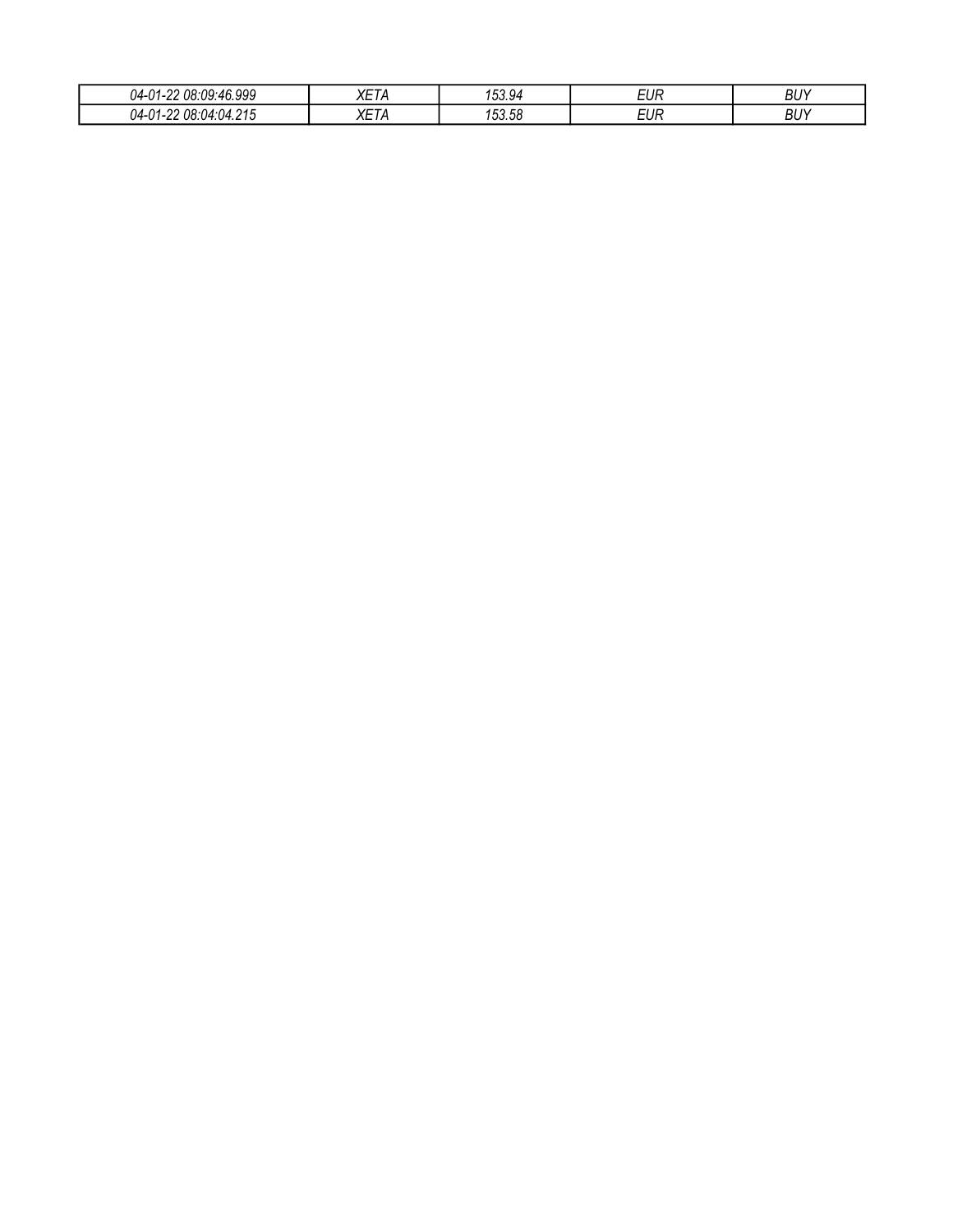| | | | | |
|---|---|---|---|---|
| *04-01-22 08:09:46.999* | *XETA* | *153.94* | *EUR* | *BUY* |
| *04-01-22 08:04:04.215* | *XETA* | *153.58* | *EUR* | *BUY* |